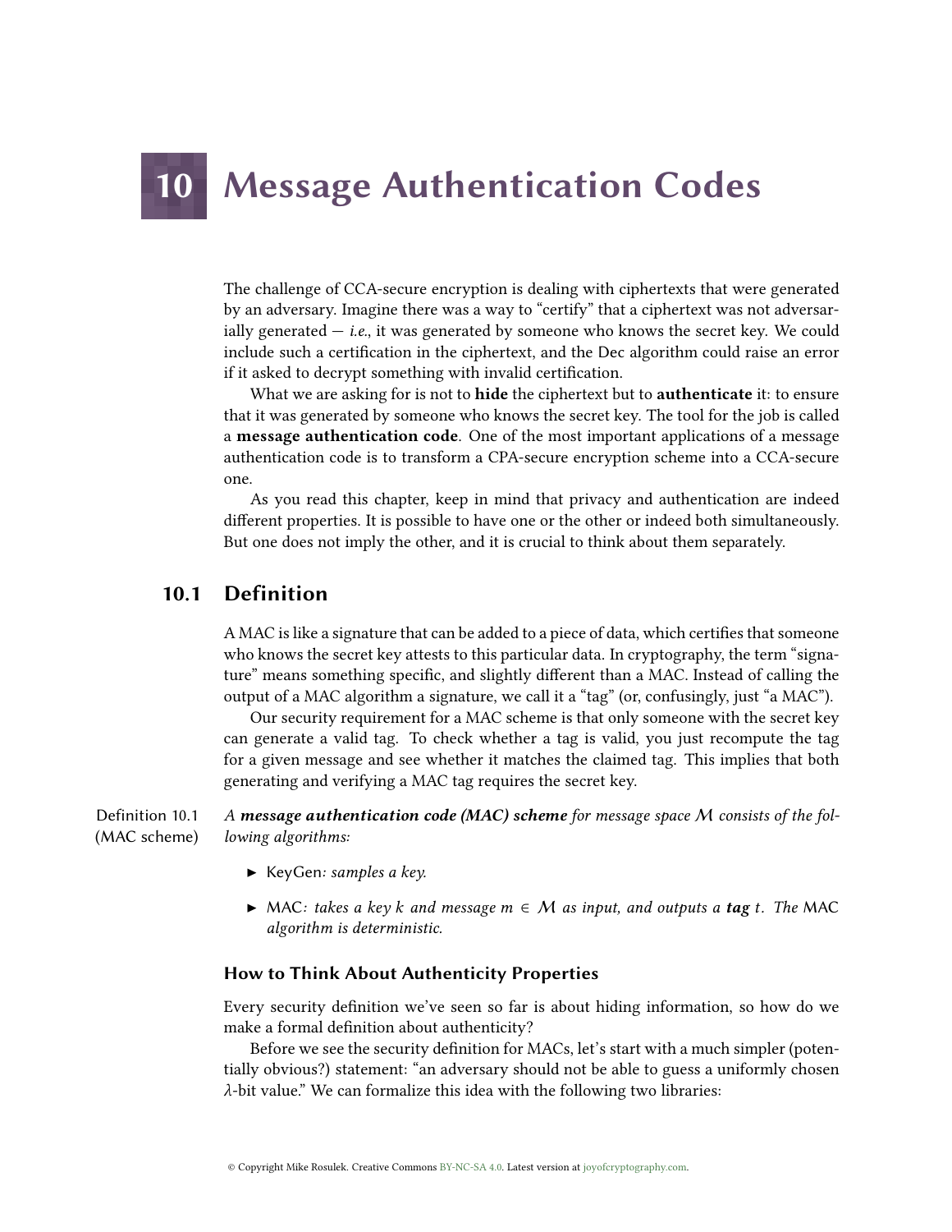# 10 Message Authentication Codes

The challenge of CCA-secure encryption is dealing with ciphertexts that were generated by an adversary. Imagine there was a way to "certify" that a ciphertext was not adversarially generated — *i.e.*, it was generated by someone who knows the secret key. We could include such a certification in the ciphertext, and the Dec algorithm could raise an error if it asked to decrypt something with invalid certification.

What we are asking for is not to **hide** the ciphertext but to **authenticate** it: to ensure that it was generated by someone who knows the secret key. The tool for the job is called a **message authentication code**. One of the most important applications of a message authentication code is to transform a CPA-secure encryption scheme into a CCA-secure one.

As you read this chapter, keep in mind that privacy and authentication are indeed different properties. It is possible to have one or the other or indeed both simultaneously. But one does not imply the other, and it is crucial to think about them separately.

## 10.1 Definition

A MAC is like a signature that can be added to a piece of data, which certifies that someone who knows the secret key attests to this particular data. In cryptography, the term "signature" means something specific, and slightly different than a MAC. Instead of calling the output of a MAC algorithm a signature, we call it a "tag" (or, confusingly, just "a MAC").

Our security requirement for a MAC scheme is that only someone with the secret key can generate a valid tag. To check whether a tag is valid, you just recompute the tag for a given message and see whether it matches the claimed tag. This implies that both generating and verifying a MAC tag requires the secret key.

**Definition 10.1 (MAC scheme)** *A* ***message authentication code (MAC) scheme*** *for message space $\mathcal{M}$ consists of the following algorithms:*

- KeyGen*: samples a key.*
- MAC*: takes a key $k$ and message $m \in \mathcal{M}$ as input, and outputs a* ***tag*** *$t$. The* MAC *algorithm is deterministic.*

### How to Think About Authenticity Properties

Every security definition we've seen so far is about hiding information, so how do we make a formal definition about authenticity?

Before we see the security definition for MACs, let's start with a much simpler (potentially obvious?) statement: "an adversary should not be able to guess a uniformly chosen $\lambda$-bit value." We can formalize this idea with the following two libraries: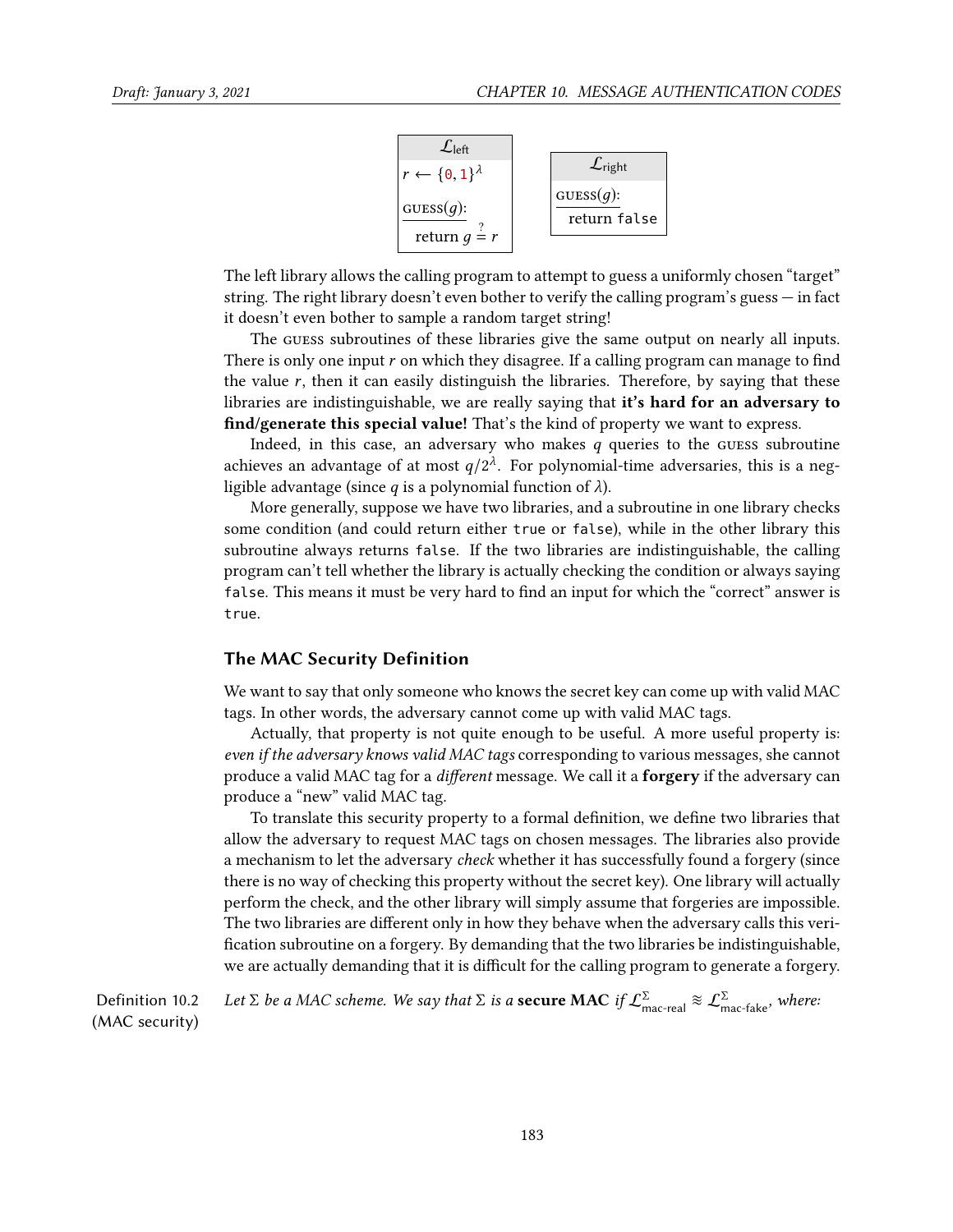$\mathcal{L}_{\text{left}}$

```
r ← {0,1}^λ

GUESS(g):
  return g =? r
```

$\mathcal{L}_{\text{right}}$

```
GUESS(g):
  return false
```

The left library allows the calling program to attempt to guess a uniformly chosen "target" string. The right library doesn't even bother to verify the calling program's guess — in fact it doesn't even bother to sample a random target string!

The GUESS subroutines of these libraries give the same output on nearly all inputs. There is only one input $r$ on which they disagree. If a calling program can manage to find the value $r$, then it can easily distinguish the libraries. Therefore, by saying that these libraries are indistinguishable, we are really saying that **it's hard for an adversary to find/generate this special value!** That's the kind of property we want to express.

Indeed, in this case, an adversary who makes $q$ queries to the GUESS subroutine achieves an advantage of at most $q/2^{\lambda}$. For polynomial-time adversaries, this is a negligible advantage (since $q$ is a polynomial function of $\lambda$).

More generally, suppose we have two libraries, and a subroutine in one library checks some condition (and could return either `true` or `false`), while in the other library this subroutine always returns `false`. If the two libraries are indistinguishable, the calling program can't tell whether the library is actually checking the condition or always saying `false`. This means it must be very hard to find an input for which the "correct" answer is `true`.

### The MAC Security Definition

We want to say that only someone who knows the secret key can come up with valid MAC tags. In other words, the adversary cannot come up with valid MAC tags.

Actually, that property is not quite enough to be useful. A more useful property is: *even if the adversary knows valid MAC tags* corresponding to various messages, she cannot produce a valid MAC tag for a *different* message. We call it a **forgery** if the adversary can produce a "new" valid MAC tag.

To translate this security property to a formal definition, we define two libraries that allow the adversary to request MAC tags on chosen messages. The libraries also provide a mechanism to let the adversary *check* whether it has successfully found a forgery (since there is no way of checking this property without the secret key). One library will actually perform the check, and the other library will simply assume that forgeries are impossible. The two libraries are different only in how they behave when the adversary calls this verification subroutine on a forgery. By demanding that the two libraries be indistinguishable, we are actually demanding that it is difficult for the calling program to generate a forgery.

**Definition 10.2 (MAC security)** *Let $\Sigma$ be a MAC scheme. We say that $\Sigma$ is a* **secure MAC** *if $\mathcal{L}^{\Sigma}_{\text{mac-real}} \approx \mathcal{L}^{\Sigma}_{\text{mac-fake}}$, where:*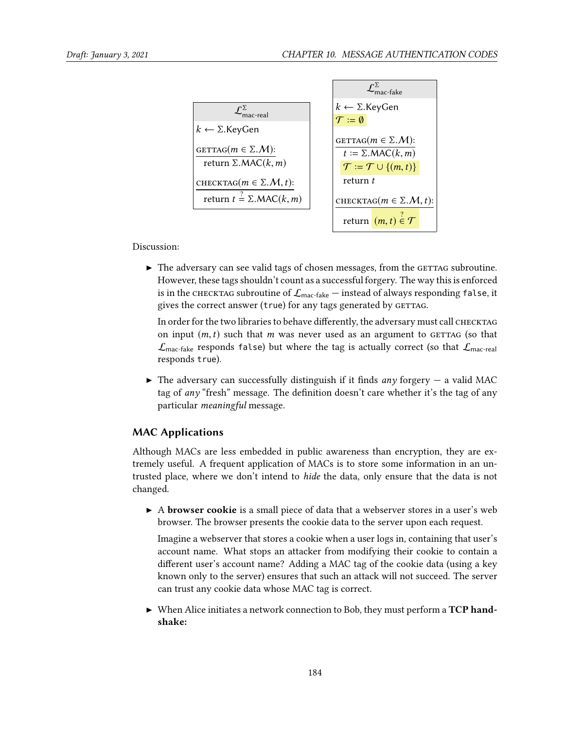| $\mathcal{L}^{\Sigma}_{\text{mac-real}}$ |
|---|
| $k \leftarrow \Sigma.\text{KeyGen}$ |
| $\underline{\text{GETTAG}(m \in \Sigma.\mathcal{M})\text{:}}$ |
| return $\Sigma.\text{MAC}(k, m)$ |
| $\underline{\text{CHECKTAG}(m \in \Sigma.\mathcal{M}, t)\text{:}}$ |
| return $t \stackrel{?}{=} \Sigma.\text{MAC}(k, m)$ |

| $\mathcal{L}^{\Sigma}_{\text{mac-fake}}$ |
|---|
| $k \leftarrow \Sigma.\text{KeyGen}$ |
| $\mathcal{T} := \emptyset$ |
| $\underline{\text{GETTAG}(m \in \Sigma.\mathcal{M})\text{:}}$ |
| $t := \Sigma.\text{MAC}(k, m)$ |
| $\mathcal{T} := \mathcal{T} \cup \{(m, t)\}$ |
| return $t$ |
| $\underline{\text{CHECKTAG}(m \in \Sigma.\mathcal{M}, t)\text{:}}$ |
| return $(m, t) \stackrel{?}{\in} \mathcal{T}$ |

Discussion:

- The adversary can see valid tags of chosen messages, from the GETTAG subroutine. However, these tags shouldn't count as a successful forgery. The way this is enforced is in the CHECKTAG subroutine of $\mathcal{L}_{\text{mac-fake}}$ — instead of always responding `false`, it gives the correct answer (`true`) for any tags generated by GETTAG.

  In order for the two libraries to behave differently, the adversary must call CHECKTAG on input $(m, t)$ such that $m$ was never used as an argument to GETTAG (so that $\mathcal{L}_{\text{mac-fake}}$ responds `false`) but where the tag is actually correct (so that $\mathcal{L}_{\text{mac-real}}$ responds `true`).

- The adversary can successfully distinguish if it finds *any* forgery — a valid MAC tag of *any* "fresh" message. The definition doesn't care whether it's the tag of any particular *meaningful* message.

### MAC Applications

Although MACs are less embedded in public awareness than encryption, they are extremely useful. A frequent application of MACs is to store some information in an untrusted place, where we don't intend to *hide* the data, only ensure that the data is not changed.

- A **browser cookie** is a small piece of data that a webserver stores in a user's web browser. The browser presents the cookie data to the server upon each request.

  Imagine a webserver that stores a cookie when a user logs in, containing that user's account name. What stops an attacker from modifying their cookie to contain a different user's account name? Adding a MAC tag of the cookie data (using a key known only to the server) ensures that such an attack will not succeed. The server can trust any cookie data whose MAC tag is correct.

- When Alice initiates a network connection to Bob, they must perform a **TCP handshake:**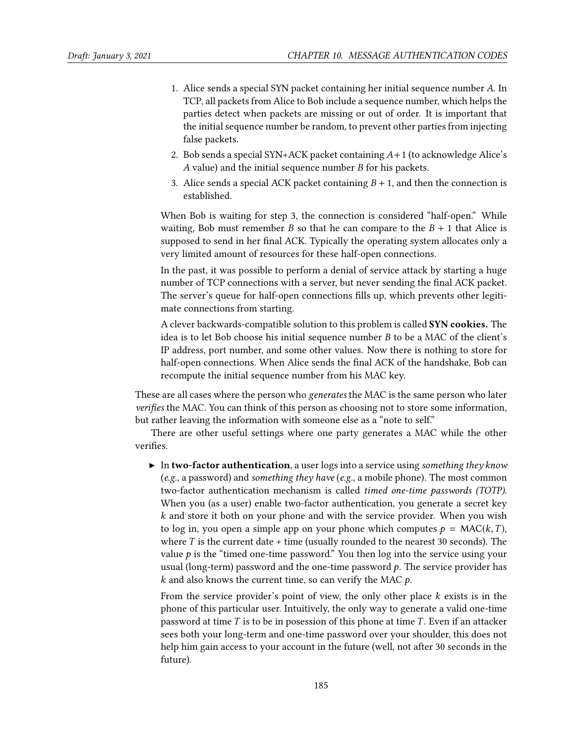1. Alice sends a special SYN packet containing her initial sequence number $A$. In TCP, all packets from Alice to Bob include a sequence number, which helps the parties detect when packets are missing or out of order. It is important that the initial sequence number be random, to prevent other parties from injecting false packets.
2. Bob sends a special SYN+ACK packet containing $A+1$ (to acknowledge Alice's $A$ value) and the initial sequence number $B$ for his packets.
3. Alice sends a special ACK packet containing $B+1$, and then the connection is established.

When Bob is waiting for step 3, the connection is considered "half-open." While waiting, Bob must remember $B$ so that he can compare to the $B+1$ that Alice is supposed to send in her final ACK. Typically the operating system allocates only a very limited amount of resources for these half-open connections.

In the past, it was possible to perform a denial of service attack by starting a huge number of TCP connections with a server, but never sending the final ACK packet. The server's queue for half-open connections fills up, which prevents other legitimate connections from starting.

A clever backwards-compatible solution to this problem is called **SYN cookies.** The idea is to let Bob choose his initial sequence number $B$ to be a MAC of the client's IP address, port number, and some other values. Now there is nothing to store for half-open connections. When Alice sends the final ACK of the handshake, Bob can recompute the initial sequence number from his MAC key.

These are all cases where the person who *generates* the MAC is the same person who later *verifies* the MAC. You can think of this person as choosing not to store some information, but rather leaving the information with someone else as a "note to self."

There are other useful settings where one party generates a MAC while the other verifies.

- In **two-factor authentication**, a user logs into a service using *something they know* (*e.g.*, a password) and *something they have* (*e.g.*, a mobile phone). The most common two-factor authentication mechanism is called *timed one-time passwords (TOTP)*. When you (as a user) enable two-factor authentication, you generate a secret key $k$ and store it both on your phone and with the service provider. When you wish to log in, you open a simple app on your phone which computes $p = \text{MAC}(k, T)$, where $T$ is the current date + time (usually rounded to the nearest 30 seconds). The value $p$ is the "timed one-time password." You then log into the service using your usual (long-term) password and the one-time password $p$. The service provider has $k$ and also knows the current time, so can verify the MAC $p$.

  From the service provider's point of view, the only other place $k$ exists is in the phone of this particular user. Intuitively, the only way to generate a valid one-time password at time $T$ is to be in posession of this phone at time $T$. Even if an attacker sees both your long-term and one-time password over your shoulder, this does not help him gain access to your account in the future (well, not after 30 seconds in the future).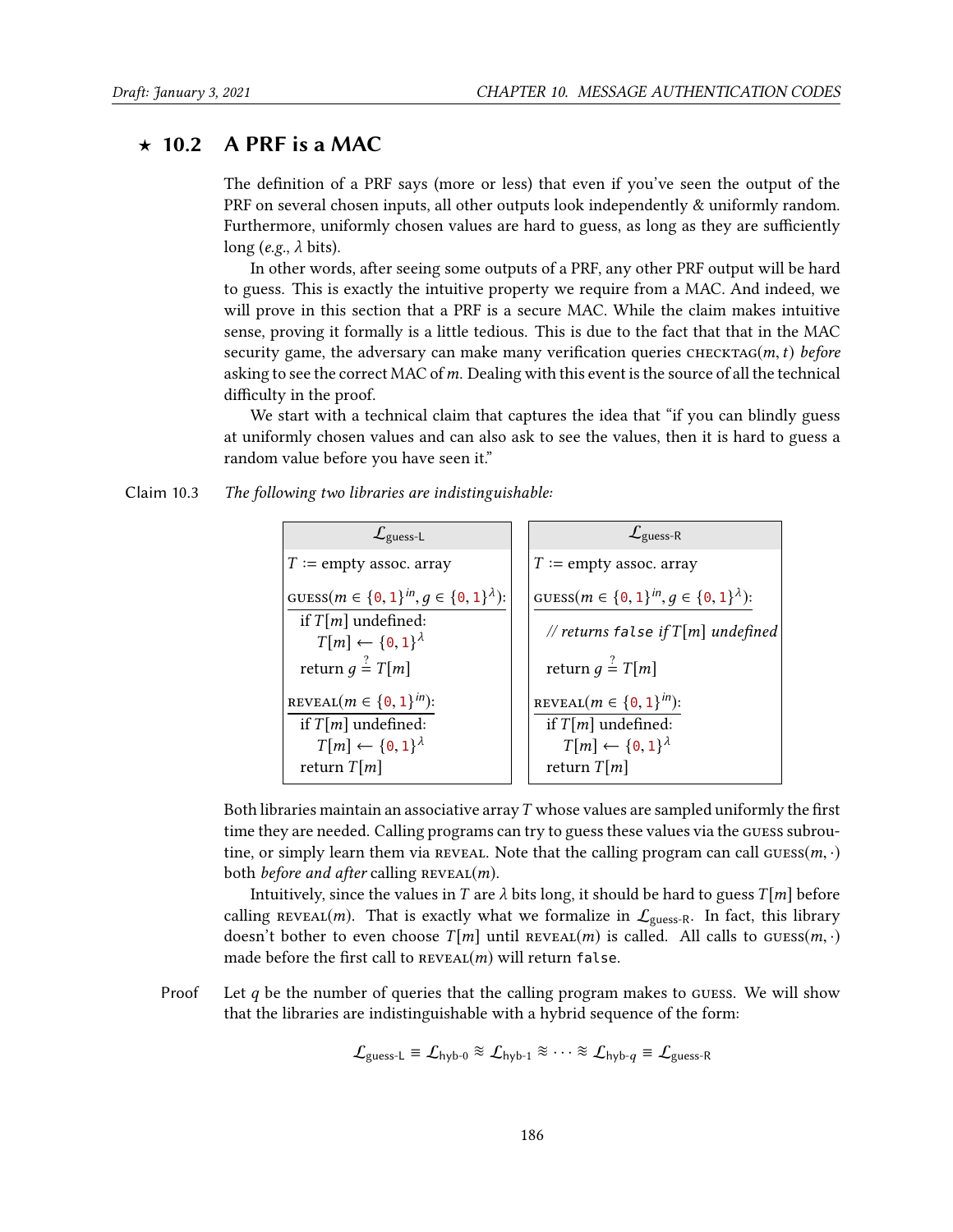## ⋆ 10.2 A PRF is a MAC

The definition of a PRF says (more or less) that even if you've seen the output of the PRF on several chosen inputs, all other outputs look independently & uniformly random. Furthermore, uniformly chosen values are hard to guess, as long as they are sufficiently long (*e.g.*, $\lambda$ bits).

In other words, after seeing some outputs of a PRF, any other PRF output will be hard to guess. This is exactly the intuitive property we require from a MAC. And indeed, we will prove in this section that a PRF is a secure MAC. While the claim makes intuitive sense, proving it formally is a little tedious. This is due to the fact that that in the MAC security game, the adversary can make many verification queries $\text{CHECKTAG}(m, t)$ *before* asking to see the correct MAC of $m$. Dealing with this event is the source of all the technical difficulty in the proof.

We start with a technical claim that captures the idea that "if you can blindly guess at uniformly chosen values and can also ask to see the values, then it is hard to guess a random value before you have seen it."

**Claim 10.3** *The following two libraries are indistinguishable:*

**$\mathcal{L}_{\text{guess-L}}$**

```
T := empty assoc. array

GUESS(m ∈ {0,1}^in, g ∈ {0,1}^λ):
  if T[m] undefined:
    T[m] ← {0,1}^λ
  return g =? T[m]

REVEAL(m ∈ {0,1}^in):
  if T[m] undefined:
    T[m] ← {0,1}^λ
  return T[m]
```

**$\mathcal{L}_{\text{guess-R}}$**

```
T := empty assoc. array

GUESS(m ∈ {0,1}^in, g ∈ {0,1}^λ):
  // returns false if T[m] undefined
  return g =? T[m]

REVEAL(m ∈ {0,1}^in):
  if T[m] undefined:
    T[m] ← {0,1}^λ
  return T[m]
```

Both libraries maintain an associative array $T$ whose values are sampled uniformly the first time they are needed. Calling programs can try to guess these values via the GUESS subroutine, or simply learn them via REVEAL. Note that the calling program can call $\text{GUESS}(m, \cdot)$ both *before and after* calling $\text{REVEAL}(m)$.

Intuitively, since the values in $T$ are $\lambda$ bits long, it should be hard to guess $T[m]$ before calling $\text{REVEAL}(m)$. That is exactly what we formalize in $\mathcal{L}_{\text{guess-R}}$. In fact, this library doesn't bother to even choose $T[m]$ until $\text{REVEAL}(m)$ is called. All calls to $\text{GUESS}(m, \cdot)$ made before the first call to $\text{REVEAL}(m)$ will return `false`.

**Proof** Let $q$ be the number of queries that the calling program makes to GUESS. We will show that the libraries are indistinguishable with a hybrid sequence of the form:

$$\mathcal{L}_{\text{guess-L}} \equiv \mathcal{L}_{\text{hyb-0}} \approx \mathcal{L}_{\text{hyb-1}} \approx \cdots \approx \mathcal{L}_{\text{hyb-}q} \equiv \mathcal{L}_{\text{guess-R}}$$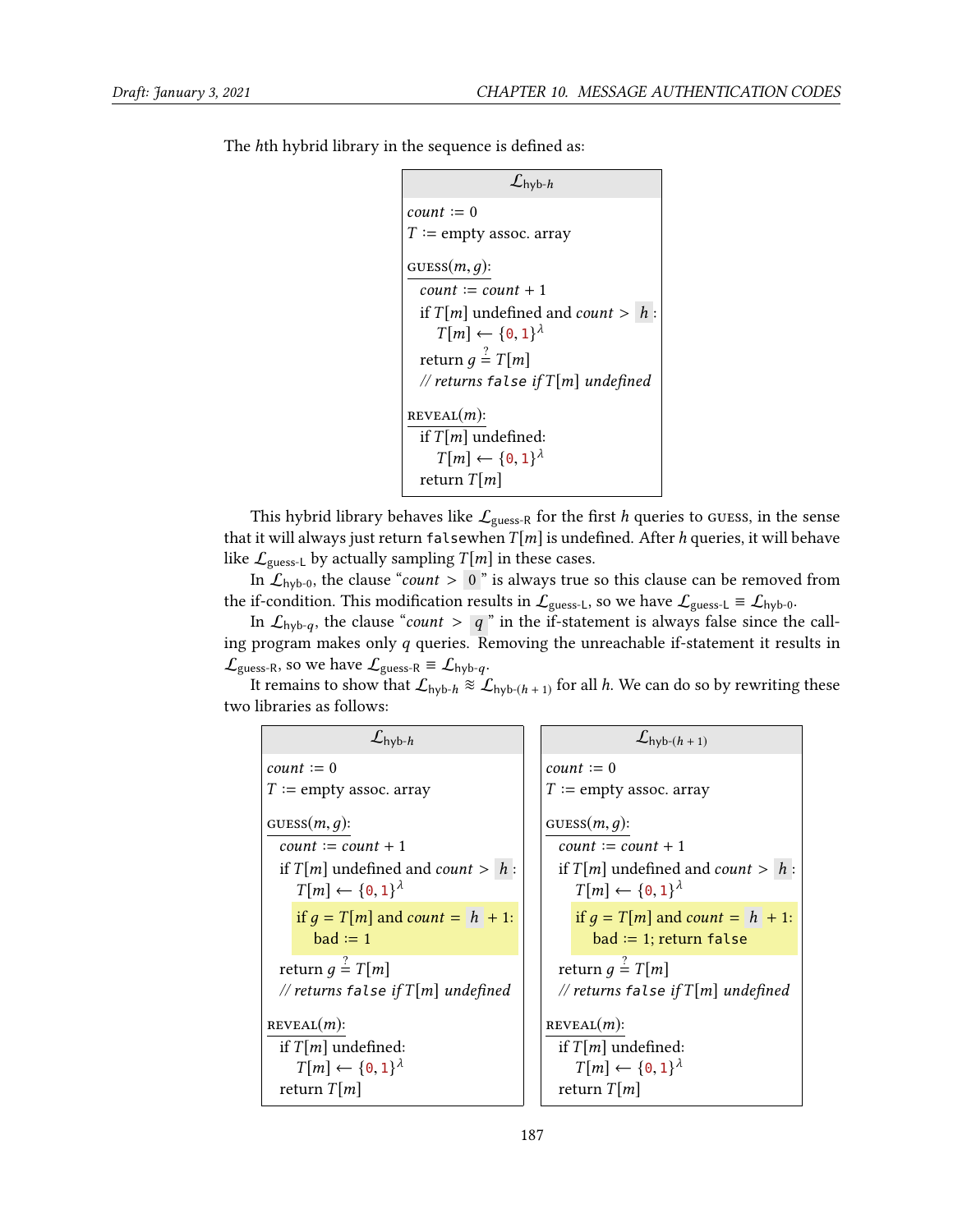The $h$th hybrid library in the sequence is defined as:

```
L_hyb-h
──────────────────────────────
count := 0
T := empty assoc. array

GUESS(m, g):
  count := count + 1
  if T[m] undefined and count > h :
    T[m] ← {0,1}^λ
  return g =? T[m]
  // returns false if T[m] undefined

REVEAL(m):
  if T[m] undefined:
    T[m] ← {0,1}^λ
  return T[m]
```

This hybrid library behaves like $\mathcal{L}_{\text{guess-R}}$ for the first $h$ queries to GUESS, in the sense that it will always just return falsewhen $T[m]$ is undefined. After $h$ queries, it will behave like $\mathcal{L}_{\text{guess-L}}$ by actually sampling $T[m]$ in these cases.

In $\mathcal{L}_{\text{hyb-0}}$, the clause "$count > 0$" is always true so this clause can be removed from the if-condition. This modification results in $\mathcal{L}_{\text{guess-L}}$, so we have $\mathcal{L}_{\text{guess-L}} \equiv \mathcal{L}_{\text{hyb-0}}$.

In $\mathcal{L}_{\text{hyb-}q}$, the clause "$count > q$" in the if-statement is always false since the calling program makes only $q$ queries. Removing the unreachable if-statement it results in $\mathcal{L}_{\text{guess-R}}$, so we have $\mathcal{L}_{\text{guess-R}} \equiv \mathcal{L}_{\text{hyb-}q}$.

It remains to show that $\mathcal{L}_{\text{hyb-}h} \approx \mathcal{L}_{\text{hyb-}(h+1)}$ for all $h$. We can do so by rewriting these two libraries as follows:

```
L_hyb-h
──────────────────────────────
count := 0
T := empty assoc. array

GUESS(m, g):
  count := count + 1
  if T[m] undefined and count > h :
    T[m] ← {0,1}^λ
    if g = T[m] and count = h + 1:
      bad := 1
  return g =? T[m]
  // returns false if T[m] undefined

REVEAL(m):
  if T[m] undefined:
    T[m] ← {0,1}^λ
  return T[m]
```

```
L_hyb-(h+1)
──────────────────────────────
count := 0
T := empty assoc. array

GUESS(m, g):
  count := count + 1
  if T[m] undefined and count > h :
    T[m] ← {0,1}^λ
    if g = T[m] and count = h + 1:
      bad := 1; return false
  return g =? T[m]
  // returns false if T[m] undefined

REVEAL(m):
  if T[m] undefined:
    T[m] ← {0,1}^λ
  return T[m]
```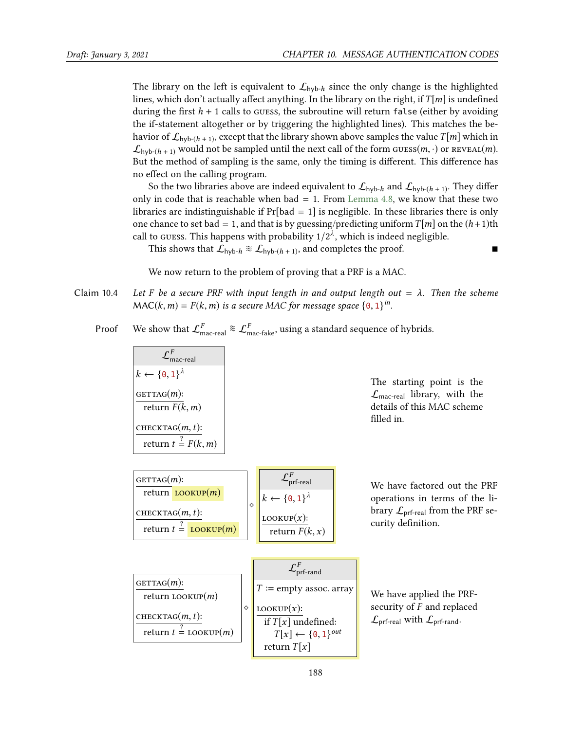The library on the left is equivalent to $\mathcal{L}_{\text{hyb-}h}$ since the only change is the highlighted lines, which don't actually affect anything. In the library on the right, if $T[m]$ is undefined during the first $h+1$ calls to GUESS, the subroutine will return `false` (either by avoiding the if-statement altogether or by triggering the highlighted lines). This matches the behavior of $\mathcal{L}_{\text{hyb-}(h+1)}$, except that the library shown above samples the value $T[m]$ which in $\mathcal{L}_{\text{hyb-}(h+1)}$ would not be sampled until the next call of the form GUESS$(m,\cdot)$ or REVEAL$(m)$. But the method of sampling is the same, only the timing is different. This difference has no effect on the calling program.

So the two libraries above are indeed equivalent to $\mathcal{L}_{\text{hyb-}h}$ and $\mathcal{L}_{\text{hyb-}(h+1)}$. They differ only in code that is reachable when bad $= 1$. From Lemma 4.8, we know that these two libraries are indistinguishable if Pr[bad $= 1$] is negligible. In these libraries there is only one chance to set bad $= 1$, and that is by guessing/predicting uniform $T[m]$ on the $(h+1)$th call to GUESS. This happens with probability $1/2^\lambda$, which is indeed negligible.

This shows that $\mathcal{L}_{\text{hyb-}h} \approx \mathcal{L}_{\text{hyb-}(h+1)}$, and completes the proof. ■

We now return to the problem of proving that a PRF is a MAC.

**Claim 10.4** *Let $F$ be a secure PRF with input length in and output length out $= \lambda$. Then the scheme $\text{MAC}(k,m) = F(k,m)$ is a secure MAC for message space $\{0,1\}^{in}$.*

**Proof** We show that $\mathcal{L}^F_{\text{mac-real}} \approx \mathcal{L}^F_{\text{mac-fake}}$, using a standard sequence of hybrids.

```
L^F_mac-real
-----------------
k ← {0,1}^λ

GETTAG(m):
  return F(k, m)

CHECKTAG(m, t):
  return t =? F(k, m)
```

The starting point is the $\mathcal{L}_{\text{mac-real}}$ library, with the details of this MAC scheme filled in.

```
GETTAG(m):                    L^F_prf-real
  return LOOKUP(m)        ◇   ----------------
                              k ← {0,1}^λ
CHECKTAG(m, t):
  return t =? LOOKUP(m)       LOOKUP(x):
                                return F(k, x)
```

We have factored out the PRF operations in terms of the library $\mathcal{L}_{\text{prf-real}}$ from the PRF security definition.

```
GETTAG(m):                    L^F_prf-rand
  return LOOKUP(m)        ◇   ----------------
                              T := empty assoc. array
CHECKTAG(m, t):
  return t =? LOOKUP(m)       LOOKUP(x):
                                if T[x] undefined:
                                  T[x] ← {0,1}^out
                                return T[x]
```

We have applied the PRF-security of $F$ and replaced $\mathcal{L}_{\text{prf-real}}$ with $\mathcal{L}_{\text{prf-rand}}$.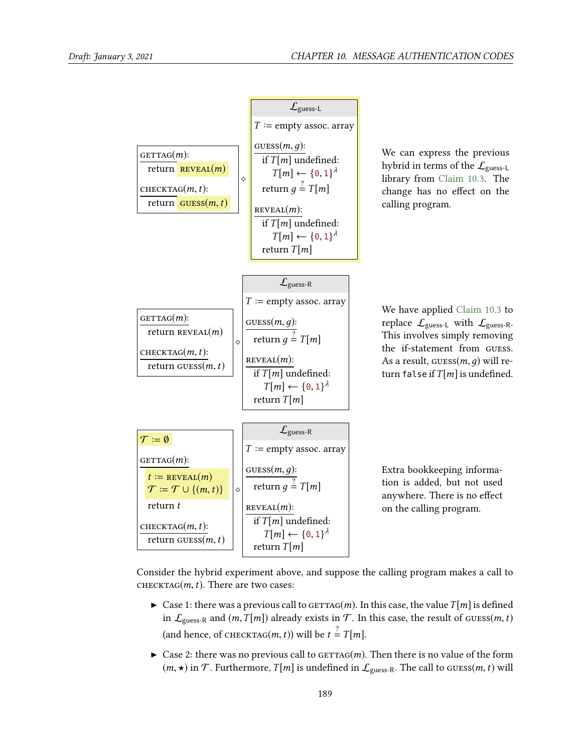```
GETTAG(m):
  return REVEAL(m)

CHECKTAG(m, t):
  return GUESS(m, t)
```

$\diamond$

```
L_guess-L
T := empty assoc. array

GUESS(m, g):
  if T[m] undefined:
    T[m] ← {0,1}^λ
  return g =? T[m]

REVEAL(m):
  if T[m] undefined:
    T[m] ← {0,1}^λ
  return T[m]
```

We can express the previous hybrid in terms of the $\mathcal{L}_{\text{guess-L}}$ library from Claim 10.3. The change has no effect on the calling program.

```
GETTAG(m):
  return REVEAL(m)

CHECKTAG(m, t):
  return GUESS(m, t)
```

$\diamond$

```
L_guess-R
T := empty assoc. array

GUESS(m, g):
  return g =? T[m]

REVEAL(m):
  if T[m] undefined:
    T[m] ← {0,1}^λ
  return T[m]
```

We have applied Claim 10.3 to replace $\mathcal{L}_{\text{guess-L}}$ with $\mathcal{L}_{\text{guess-R}}$. This involves simply removing the if-statement from GUESS. As a result, GUESS$(m, g)$ will return `false` if $T[m]$ is undefined.

```
𝒯 := ∅

GETTAG(m):
  t := REVEAL(m)
  𝒯 := 𝒯 ∪ {(m, t)}
  return t

CHECKTAG(m, t):
  return GUESS(m, t)
```

$\diamond$

```
L_guess-R
T := empty assoc. array

GUESS(m, g):
  return g =? T[m]

REVEAL(m):
  if T[m] undefined:
    T[m] ← {0,1}^λ
  return T[m]
```

Extra bookkeeping information is added, but not used anywhere. There is no effect on the calling program.

Consider the hybrid experiment above, and suppose the calling program makes a call to CHECKTAG$(m, t)$. There are two cases:

- Case 1: there was a previous call to GETTAG$(m)$. In this case, the value $T[m]$ is defined in $\mathcal{L}_{\text{guess-R}}$ and $(m, T[m])$ already exists in $\mathcal{T}$. In this case, the result of GUESS$(m, t)$ (and hence, of CHECKTAG$(m, t)$) will be $t \overset{?}{=} T[m]$.
- Case 2: there was no previous call to GETTAG$(m)$. Then there is no value of the form $(m, \star)$ in $\mathcal{T}$. Furthermore, $T[m]$ is undefined in $\mathcal{L}_{\text{guess-R}}$. The call to GUESS$(m, t)$ will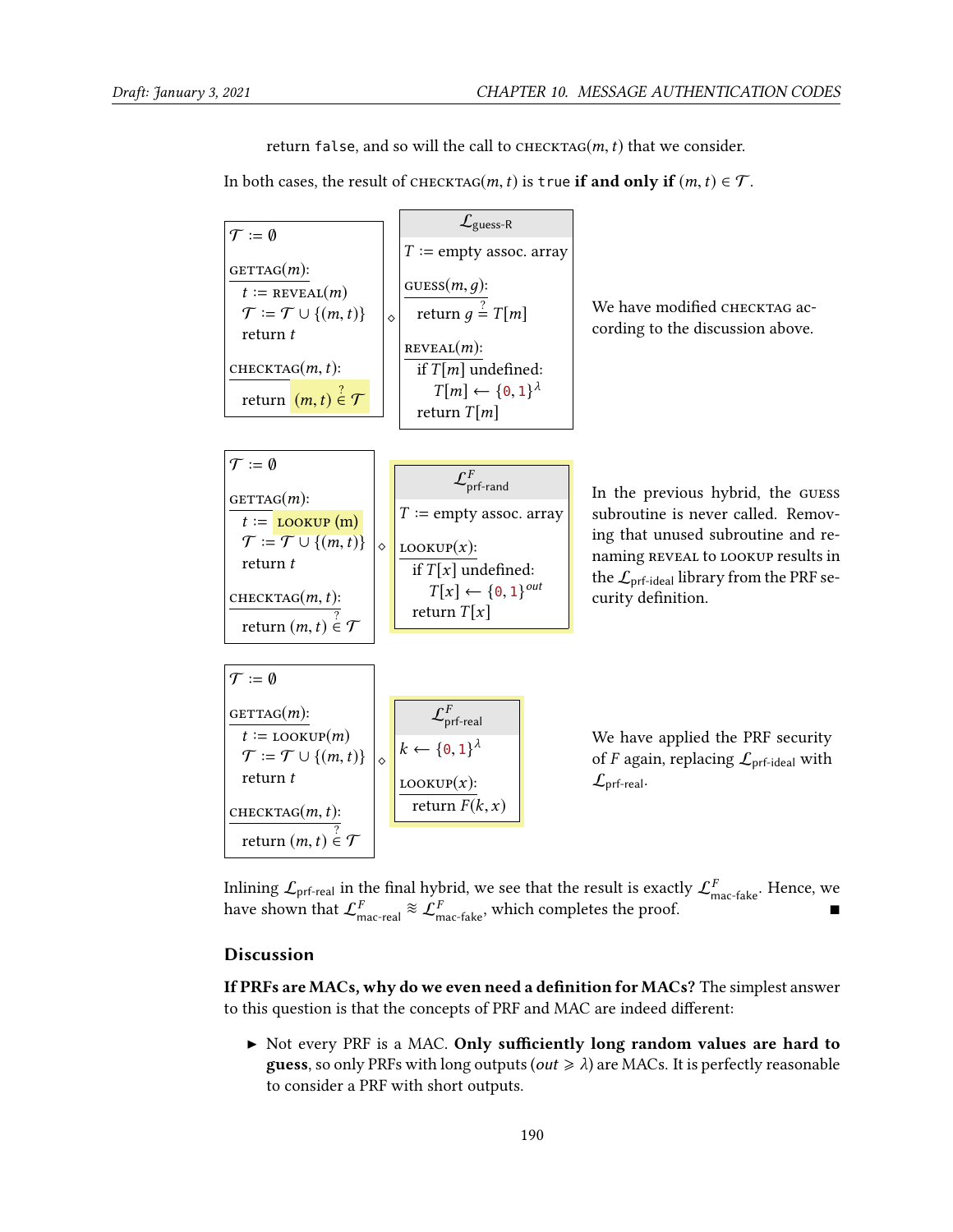return false, and so will the call to $\text{CHECKTAG}(m,t)$ that we consider.

In both cases, the result of $\text{CHECKTAG}(m,t)$ is true **if and only if** $(m,t) \in \mathcal{T}$.

```
𝒯 := ∅                      ◇   ℒ_guess-R
                                 T := empty assoc. array
GETTAG(m):
  t := REVEAL(m)                 GUESS(m, g):
  𝒯 := 𝒯 ∪ {(m,t)}                 return g =? T[m]
  return t
                                 REVEAL(m):
CHECKTAG(m,t):                     if T[m] undefined:
  return (m,t) ∈? 𝒯                  T[m] ← {0,1}^λ
                                   return T[m]
```

We have modified CHECKTAG according to the discussion above.

```
𝒯 := ∅                      ◇   ℒ^F_prf-rand
                                 T := empty assoc. array
GETTAG(m):
  t := LOOKUP(m)                 LOOKUP(x):
  𝒯 := 𝒯 ∪ {(m,t)}                 if T[x] undefined:
  return t                           T[x] ← {0,1}^out
                                   return T[x]
CHECKTAG(m,t):
  return (m,t) ∈? 𝒯
```

In the previous hybrid, the GUESS subroutine is never called. Removing that unused subroutine and renaming REVEAL to LOOKUP results in the $\mathcal{L}_{\text{prf-ideal}}$ library from the PRF security definition.

```
𝒯 := ∅                      ◇   ℒ^F_prf-real
                                 k ← {0,1}^λ
GETTAG(m):
  t := LOOKUP(m)                 LOOKUP(x):
  𝒯 := 𝒯 ∪ {(m,t)}                 return F(k,x)
  return t

CHECKTAG(m,t):
  return (m,t) ∈? 𝒯
```

We have applied the PRF security of $F$ again, replacing $\mathcal{L}_{\text{prf-ideal}}$ with $\mathcal{L}_{\text{prf-real}}$.

Inlining $\mathcal{L}_{\text{prf-real}}$ in the final hybrid, we see that the result is exactly $\mathcal{L}^F_{\text{mac-fake}}$. Hence, we have shown that $\mathcal{L}^F_{\text{mac-real}} \approx \mathcal{L}^F_{\text{mac-fake}}$, which completes the proof. ■

## Discussion

**If PRFs are MACs, why do we even need a definition for MACs?** The simplest answer to this question is that the concepts of PRF and MAC are indeed different:

- Not every PRF is a MAC. **Only sufficiently long random values are hard to guess**, so only PRFs with long outputs ($out \geqslant \lambda$) are MACs. It is perfectly reasonable to consider a PRF with short outputs.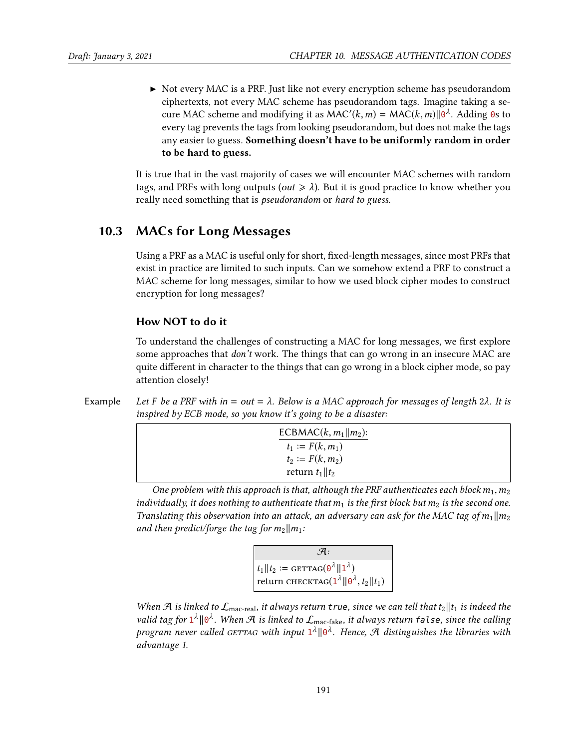- Not every MAC is a PRF. Just like not every encryption scheme has pseudorandom ciphertexts, not every MAC scheme has pseudorandom tags. Imagine taking a secure MAC scheme and modifying it as $\text{MAC}'(k, m) = \text{MAC}(k, m) \| 0^\lambda$. Adding 0s to every tag prevents the tags from looking pseudorandom, but does not make the tags any easier to guess. **Something doesn't have to be uniformly random in order to be hard to guess.**

It is true that in the vast majority of cases we will encounter MAC schemes with random tags, and PRFs with long outputs ($out \geqslant \lambda$). But it is good practice to know whether you really need something that is *pseudorandom* or *hard to guess*.

## 10.3 MACs for Long Messages

Using a PRF as a MAC is useful only for short, fixed-length messages, since most PRFs that exist in practice are limited to such inputs. Can we somehow extend a PRF to construct a MAC scheme for long messages, similar to how we used block cipher modes to construct encryption for long messages?

### How NOT to do it

To understand the challenges of constructing a MAC for long messages, we first explore some approaches that *don't* work. The things that can go wrong in an insecure MAC are quite different in character to the things that can go wrong in a block cipher mode, so pay attention closely!

**Example** *Let $F$ be a PRF with $in = out = \lambda$. Below is a MAC approach for messages of length $2\lambda$. It is inspired by ECB mode, so you know it's going to be a disaster:*

```
ECBMAC(k, m1‖m2):
  t1 := F(k, m1)
  t2 := F(k, m2)
  return t1‖t2
```

*One problem with this approach is that, although the PRF authenticates each block $m_1, m_2$ individually, it does nothing to authenticate that $m_1$ is the first block but $m_2$ is the second one. Translating this observation into an attack, an adversary can ask for the MAC tag of $m_1 \| m_2$ and then predict/forge the tag for $m_2 \| m_1$:*

```
A:
  t1‖t2 := GETTAG(0^λ‖1^λ)
  return CHECKTAG(1^λ‖0^λ, t2‖t1)
```

*When $\mathcal{A}$ is linked to $\mathcal{L}_{\text{mac-real}}$, it always return* `true`*, since we can tell that $t_2 \| t_1$ is indeed the valid tag for $1^\lambda \| 0^\lambda$. When $\mathcal{A}$ is linked to $\mathcal{L}_{\text{mac-fake}}$, it always return* `false`*, since the calling program never called* GETTAG *with input $1^\lambda \| 0^\lambda$. Hence, $\mathcal{A}$ distinguishes the libraries with advantage 1.*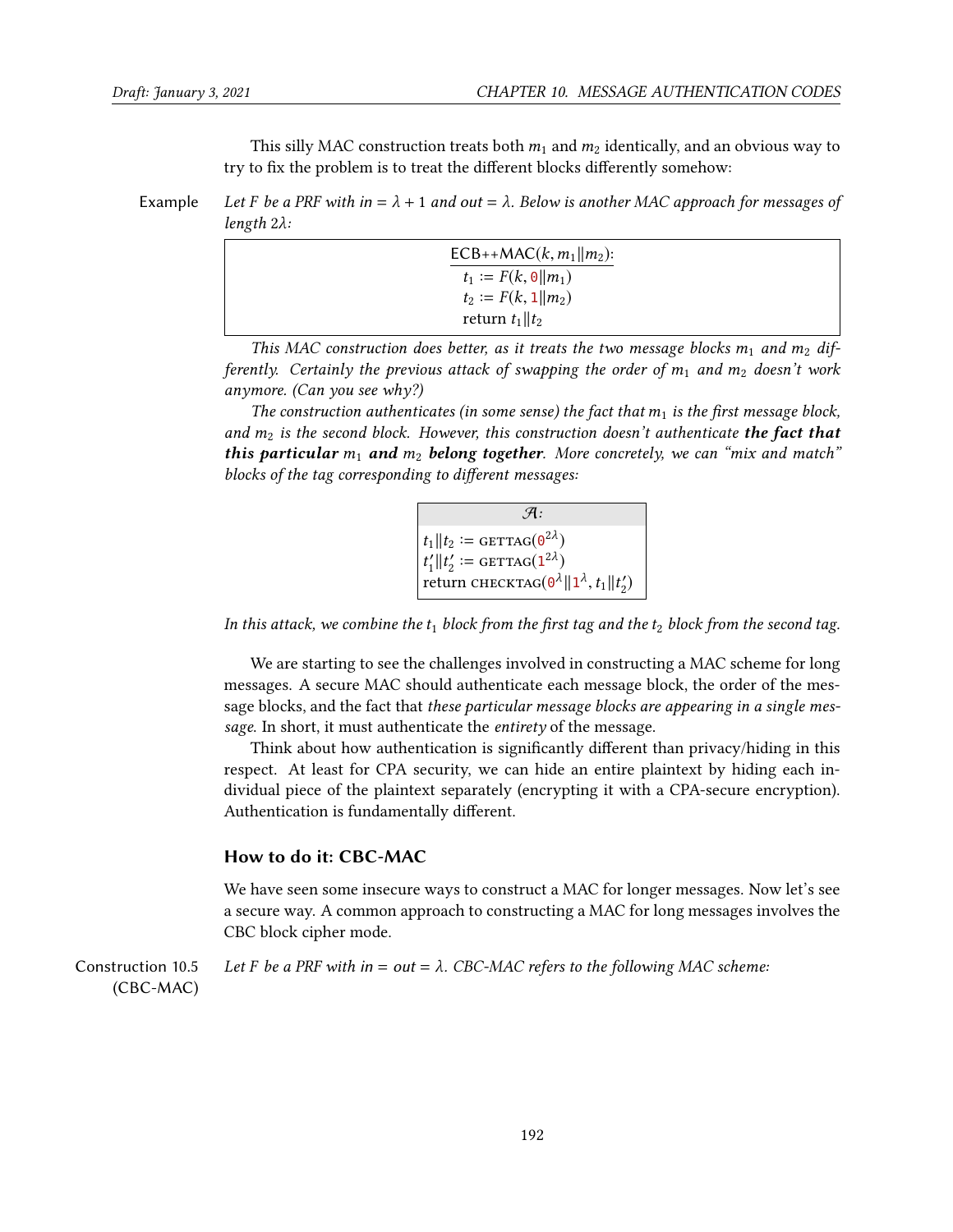This silly MAC construction treats both $m_1$ and $m_2$ identically, and an obvious way to try to fix the problem is to treat the different blocks differently somehow:

**Example** *Let $F$ be a PRF with in $= \lambda + 1$ and out $= \lambda$. Below is another MAC approach for messages of length $2\lambda$:*

```
ECB++MAC(k, m1‖m2):
  t1 := F(k, 0‖m1)
  t2 := F(k, 1‖m2)
  return t1‖t2
```

*This MAC construction does better, as it treats the two message blocks $m_1$ and $m_2$ differently. Certainly the previous attack of swapping the order of $m_1$ and $m_2$ doesn't work anymore. (Can you see why?)*

*The construction authenticates (in some sense) the fact that $m_1$ is the first message block, and $m_2$ is the second block. However, this construction doesn't authenticate **the fact that this particular** $m_1$ **and** $m_2$ **belong together**. More concretely, we can "mix and match" blocks of the tag corresponding to different messages:*

```
A:
t1‖t2 := GETTAG(0^{2λ})
t1'‖t2' := GETTAG(1^{2λ})
return CHECKTAG(0^λ‖1^λ, t1‖t2')
```

*In this attack, we combine the $t_1$ block from the first tag and the $t_2$ block from the second tag.*

We are starting to see the challenges involved in constructing a MAC scheme for long messages. A secure MAC should authenticate each message block, the order of the message blocks, and the fact that *these particular message blocks are appearing in a single message*. In short, it must authenticate the *entirety* of the message.

Think about how authentication is significantly different than privacy/hiding in this respect. At least for CPA security, we can hide an entire plaintext by hiding each individual piece of the plaintext separately (encrypting it with a CPA-secure encryption). Authentication is fundamentally different.

### How to do it: CBC-MAC

We have seen some insecure ways to construct a MAC for longer messages. Now let's see a secure way. A common approach to constructing a MAC for long messages involves the CBC block cipher mode.

**Construction 10.5 (CBC-MAC)** *Let $F$ be a PRF with in $=$ out $= \lambda$. CBC-MAC refers to the following MAC scheme:*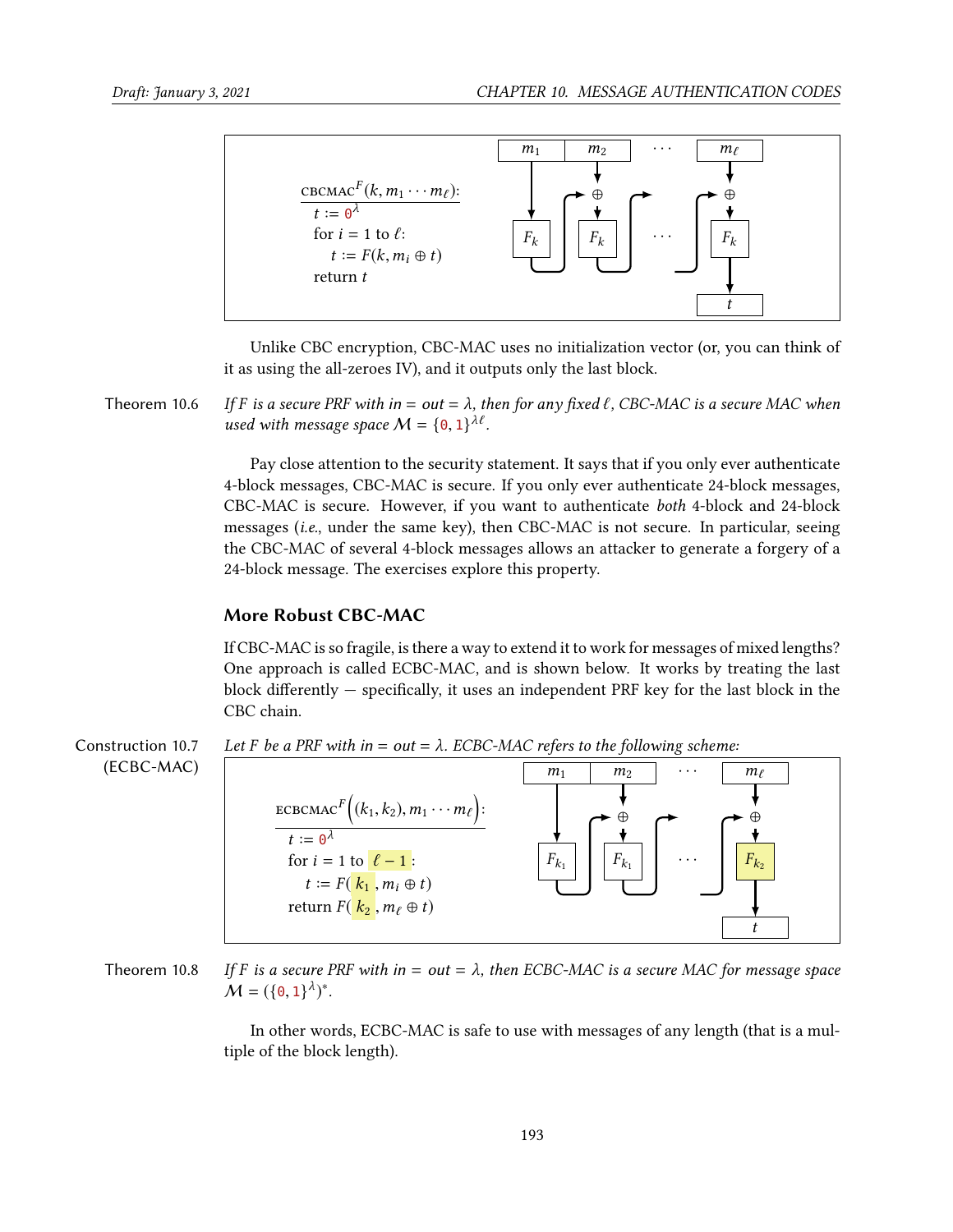$$\underline{\text{CBCMAC}^F(k, m_1 \cdots m_\ell):}$$

```
t := 0^λ
for i = 1 to ℓ:
    t := F(k, m_i ⊕ t)
return t
```

Unlike CBC encryption, CBC-MAC uses no initialization vector (or, you can think of it as using the all-zeroes IV), and it outputs only the last block.

**Theorem 10.6** *If $F$ is a secure PRF with $in = out = \lambda$, then for any fixed $\ell$, CBC-MAC is a secure MAC when used with message space $\mathcal{M} = \{0,1\}^{\lambda\ell}$.*

Pay close attention to the security statement. It says that if you only ever authenticate 4-block messages, CBC-MAC is secure. If you only ever authenticate 24-block messages, CBC-MAC is secure. However, if you want to authenticate *both* 4-block and 24-block messages (*i.e.*, under the same key), then CBC-MAC is not secure. In particular, seeing the CBC-MAC of several 4-block messages allows an attacker to generate a forgery of a 24-block message. The exercises explore this property.

### More Robust CBC-MAC

If CBC-MAC is so fragile, is there a way to extend it to work for messages of mixed lengths? One approach is called ECBC-MAC, and is shown below. It works by treating the last block differently — specifically, it uses an independent PRF key for the last block in the CBC chain.

**Construction 10.7 (ECBC-MAC)** *Let $F$ be a PRF with $in = out = \lambda$. ECBC-MAC refers to the following scheme:*

$$\underline{\text{ECBCMAC}^F\Big((k_1, k_2), m_1 \cdots m_\ell\Big):}$$

```
t := 0^λ
for i = 1 to ℓ − 1:
    t := F(k_1, m_i ⊕ t)
return F(k_2, m_ℓ ⊕ t)
```

**Theorem 10.8** *If $F$ is a secure PRF with $in = out = \lambda$, then ECBC-MAC is a secure MAC for message space $\mathcal{M} = (\{0,1\}^\lambda)^*$.*

In other words, ECBC-MAC is safe to use with messages of any length (that is a multiple of the block length).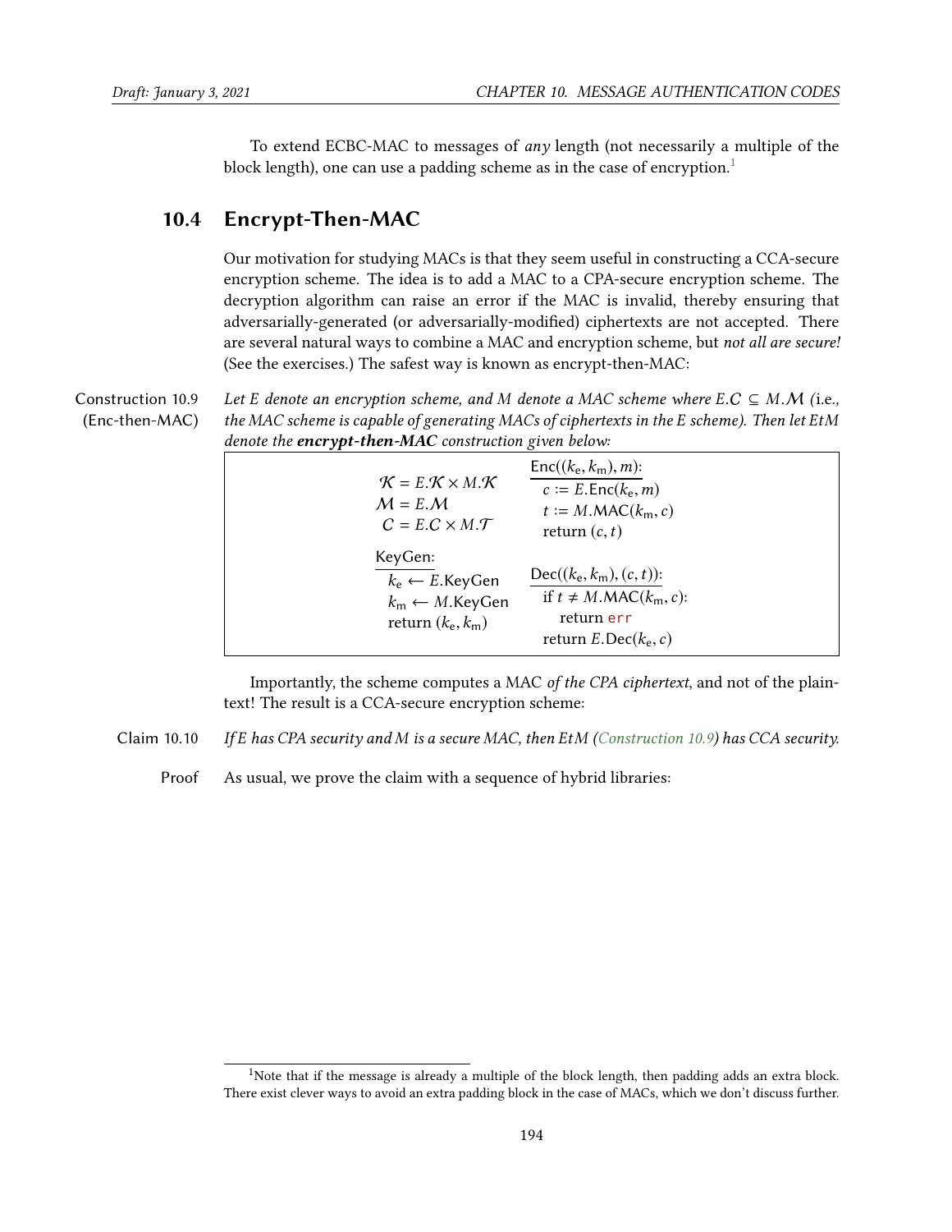To extend ECBC-MAC to messages of *any* length (not necessarily a multiple of the block length), one can use a padding scheme as in the case of encryption.[1]

## 10.4 Encrypt-Then-MAC

Our motivation for studying MACs is that they seem useful in constructing a CCA-secure encryption scheme. The idea is to add a MAC to a CPA-secure encryption scheme. The decryption algorithm can raise an error if the MAC is invalid, thereby ensuring that adversarially-generated (or adversarially-modified) ciphertexts are not accepted. There are several natural ways to combine a MAC and encryption scheme, but *not all are secure!* (See the exercises.) The safest way is known as encrypt-then-MAC:

**Construction 10.9 (Enc-then-MAC)** *Let $E$ denote an encryption scheme, and $M$ denote a MAC scheme where $E.\mathcal{C} \subseteq M.\mathcal{M}$ (i.e., the MAC scheme is capable of generating MACs of ciphertexts in the $E$ scheme). Then let EtM denote the **encrypt-then-MAC** construction given below:*

```
𝒦 = E.𝒦 × M.𝒦              Enc((k_e, k_m), m):
ℳ = E.ℳ                      c := E.Enc(k_e, m)
𝒞 = E.𝒞 × M.𝒯                t := M.MAC(k_m, c)
                               return (c, t)
KeyGen:
  k_e ← E.KeyGen             Dec((k_e, k_m), (c, t)):
  k_m ← M.KeyGen               if t ≠ M.MAC(k_m, c):
  return (k_e, k_m)               return err
                               return E.Dec(k_e, c)
```

Importantly, the scheme computes a MAC *of the CPA ciphertext*, and not of the plaintext! The result is a CCA-secure encryption scheme:

**Claim 10.10** *If $E$ has CPA security and $M$ is a secure MAC, then EtM (Construction 10.9) has CCA security.*

**Proof** As usual, we prove the claim with a sequence of hybrid libraries:

[1] Note that if the message is already a multiple of the block length, then padding adds an extra block. There exist clever ways to avoid an extra padding block in the case of MACs, which we don't discuss further.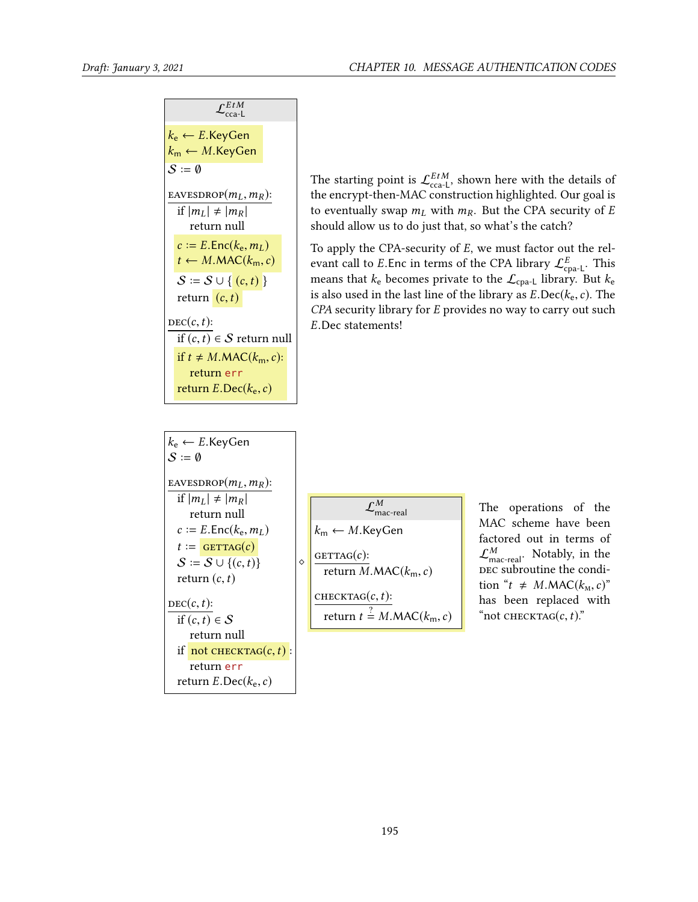```
L^{EtM}_{cca-L}
---------------------------------
k_e ← E.KeyGen
k_m ← M.KeyGen
S := ∅

EAVESDROP(m_L, m_R):
  if |m_L| ≠ |m_R|
    return null
  c := E.Enc(k_e, m_L)
  t ← M.MAC(k_m, c)
  S := S ∪ { (c, t) }
  return (c, t)

DEC(c, t):
  if (c, t) ∈ S return null
  if t ≠ M.MAC(k_m, c):
    return err
  return E.Dec(k_e, c)
```

The starting point is $\mathcal{L}^{EtM}_{\text{cca-L}}$, shown here with the details of the encrypt-then-MAC construction highlighted. Our goal is to eventually swap $m_L$ with $m_R$. But the CPA security of $E$ should allow us to do just that, so what's the catch?

To apply the CPA-security of $E$, we must factor out the relevant call to $E$.Enc in terms of the CPA library $\mathcal{L}^{E}_{\text{cpa-L}}$. This means that $k_e$ becomes private to the $\mathcal{L}_{\text{cpa-L}}$ library. But $k_e$ is also used in the last line of the library as $E.\text{Dec}(k_e, c)$. The *CPA* security library for $E$ provides no way to carry out such $E$.Dec statements!

```
k_e ← E.KeyGen
S := ∅

EAVESDROP(m_L, m_R):
  if |m_L| ≠ |m_R|
    return null
  c := E.Enc(k_e, m_L)
  t := GETTAG(c)
  S := S ∪ {(c, t)}
  return (c, t)

DEC(c, t):
  if (c, t) ∈ S
    return null
  if not CHECKTAG(c, t):
    return err
  return E.Dec(k_e, c)
```

◇

```
L^M_{mac-real}
---------------------------------
k_m ← M.KeyGen

GETTAG(c):
  return M.MAC(k_m, c)

CHECKTAG(c, t):
  return t =? M.MAC(k_m, c)
```

The operations of the MAC scheme have been factored out in terms of $\mathcal{L}^{M}_{\text{mac-real}}$. Notably, in the DEC subroutine the condition "$t \neq M.\text{MAC}(k_M, c)$" has been replaced with "not CHECKTAG$(c, t)$."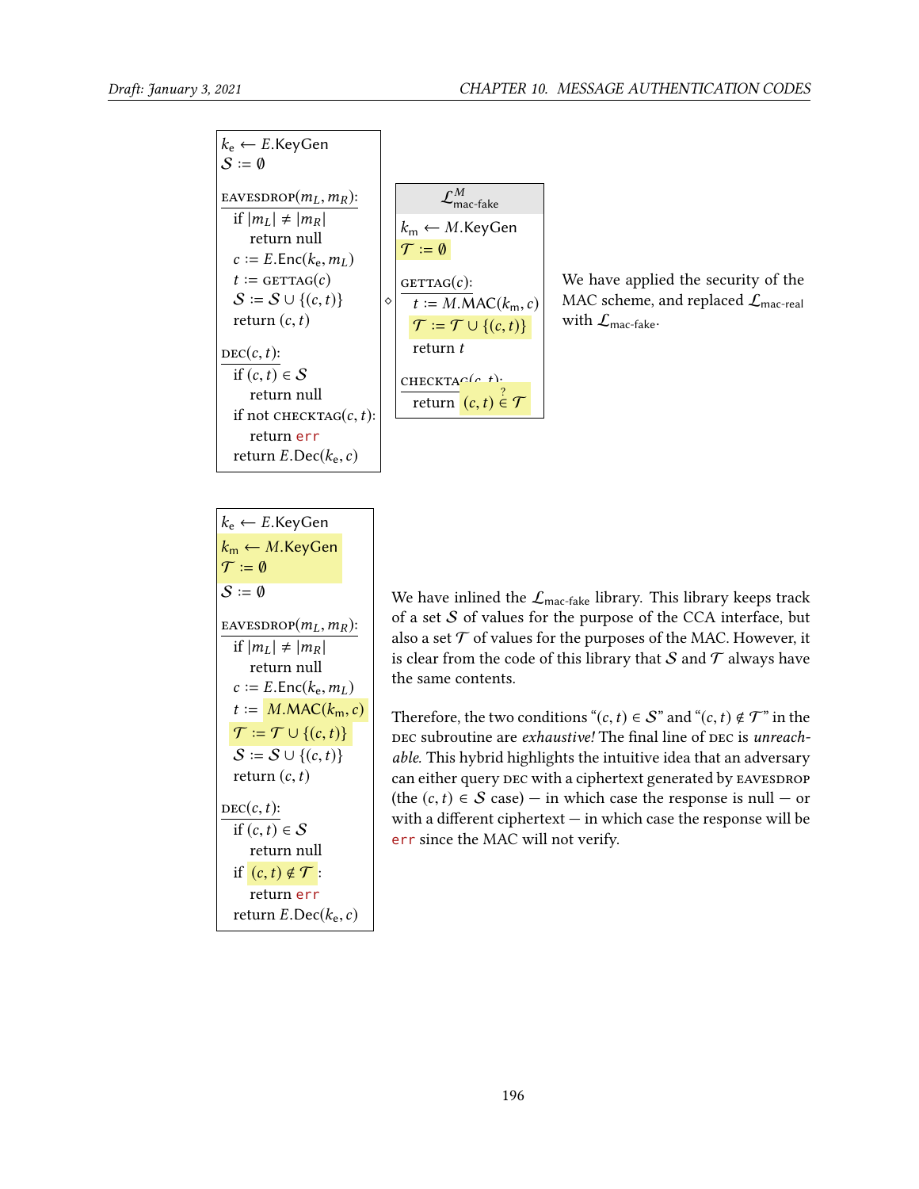```
k_e ← E.KeyGen
S := ∅

EAVESDROP(m_L, m_R):
  if |m_L| ≠ |m_R|
    return null
  c := E.Enc(k_e, m_L)
  t := GETTAG(c)
  S := S ∪ {(c, t)}
  return (c, t)

DEC(c, t):
  if (c, t) ∈ S
    return null
  if not CHECKTAG(c, t):
    return err
  return E.Dec(k_e, c)
```

◇

```
L^M_mac-fake

k_m ← M.KeyGen
T := ∅

GETTAG(c):
  t := M.MAC(k_m, c)
  T := T ∪ {(c, t)}
  return t

CHECKTAG(c, t):
  return (c, t) ∈? T
```

We have applied the security of the MAC scheme, and replaced $\mathcal{L}_{\text{mac-real}}$ with $\mathcal{L}_{\text{mac-fake}}$.

```
k_e ← E.KeyGen
k_m ← M.KeyGen
T := ∅
S := ∅

EAVESDROP(m_L, m_R):
  if |m_L| ≠ |m_R|
    return null
  c := E.Enc(k_e, m_L)
  t := M.MAC(k_m, c)
  T := T ∪ {(c, t)}
  S := S ∪ {(c, t)}
  return (c, t)

DEC(c, t):
  if (c, t) ∈ S
    return null
  if (c, t) ∉ T :
    return err
  return E.Dec(k_e, c)
```

We have inlined the $\mathcal{L}_{\text{mac-fake}}$ library. This library keeps track of a set $\mathcal{S}$ of values for the purpose of the CCA interface, but also a set $\mathcal{T}$ of values for the purposes of the MAC. However, it is clear from the code of this library that $\mathcal{S}$ and $\mathcal{T}$ always have the same contents.

Therefore, the two conditions "$(c, t) \in \mathcal{S}$" and "$(c, t) \notin \mathcal{T}$" in the DEC subroutine are *exhaustive!* The final line of DEC is *unreachable.* This hybrid highlights the intuitive idea that an adversary can either query DEC with a ciphertext generated by EAVESDROP (the $(c, t) \in \mathcal{S}$ case) — in which case the response is null — or with a different ciphertext — in which case the response will be err since the MAC will not verify.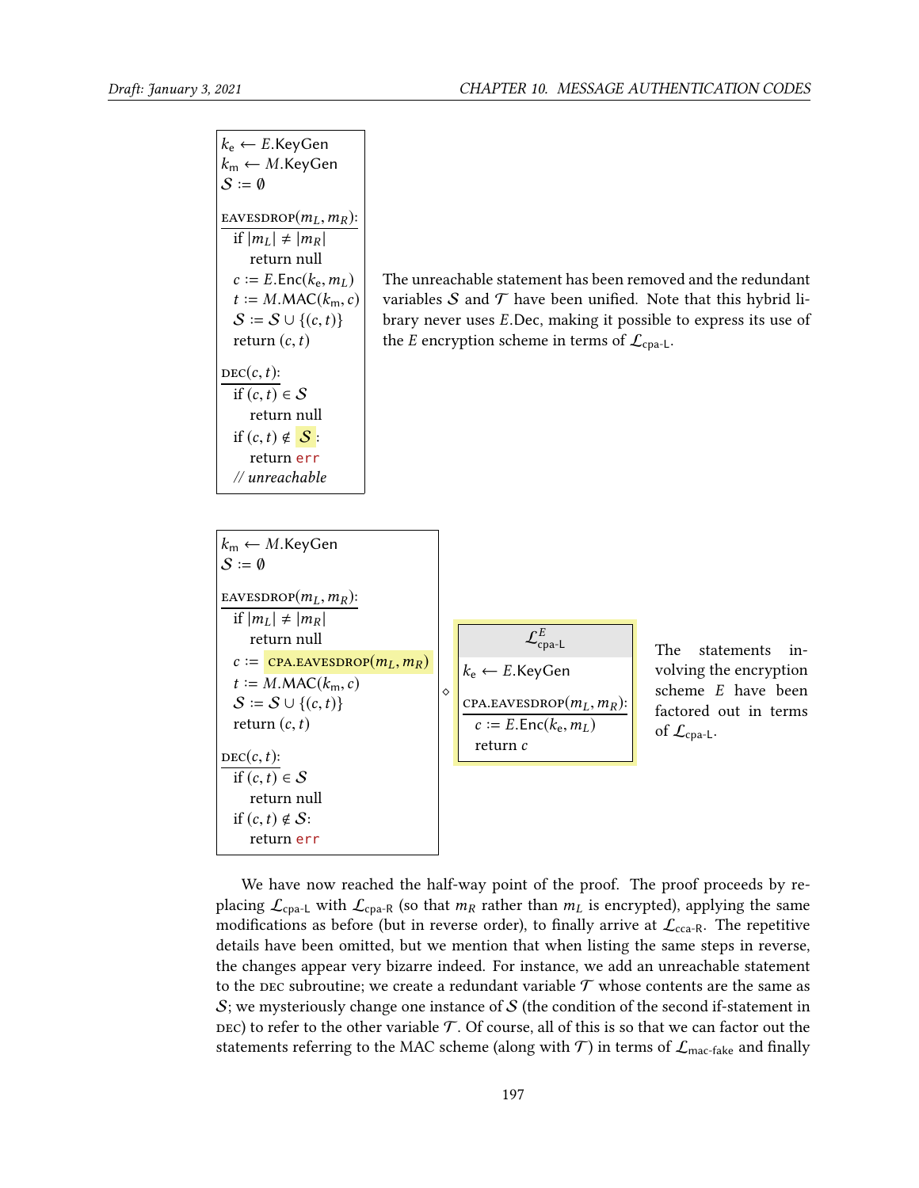```
k_e ← E.KeyGen
k_m ← M.KeyGen
S := ∅

EAVESDROP(m_L, m_R):
  if |m_L| ≠ |m_R|
    return null
  c := E.Enc(k_e, m_L)
  t := M.MAC(k_m, c)
  S := S ∪ {(c, t)}
  return (c, t)

DEC(c, t):
  if (c, t) ∈ S
    return null
  if (c, t) ∉ S:
    return err
  // unreachable
```

The unreachable statement has been removed and the redundant variables $\mathcal{S}$ and $\mathcal{T}$ have been unified. Note that this hybrid library never uses $E$.Dec, making it possible to express its use of the $E$ encryption scheme in terms of $\mathcal{L}_{\text{cpa-L}}$.

```
k_m ← M.KeyGen
S := ∅

EAVESDROP(m_L, m_R):
  if |m_L| ≠ |m_R|
    return null
  c := CPA.EAVESDROP(m_L, m_R)
  t := M.MAC(k_m, c)
  S := S ∪ {(c, t)}
  return (c, t)

DEC(c, t):
  if (c, t) ∈ S
    return null
  if (c, t) ∉ S:
    return err
```

$\diamond$

```
L^E_cpa-L
---------
k_e ← E.KeyGen

CPA.EAVESDROP(m_L, m_R):
  c := E.Enc(k_e, m_L)
  return c
```

The statements involving the encryption scheme $E$ have been factored out in terms of $\mathcal{L}_{\text{cpa-L}}$.

We have now reached the half-way point of the proof. The proof proceeds by replacing $\mathcal{L}_{\text{cpa-L}}$ with $\mathcal{L}_{\text{cpa-R}}$ (so that $m_R$ rather than $m_L$ is encrypted), applying the same modifications as before (but in reverse order), to finally arrive at $\mathcal{L}_{\text{cca-R}}$. The repetitive details have been omitted, but we mention that when listing the same steps in reverse, the changes appear very bizarre indeed. For instance, we add an unreachable statement to the DEC subroutine; we create a redundant variable $\mathcal{T}$ whose contents are the same as $\mathcal{S}$; we mysteriously change one instance of $\mathcal{S}$ (the condition of the second if-statement in DEC) to refer to the other variable $\mathcal{T}$. Of course, all of this is so that we can factor out the statements referring to the MAC scheme (along with $\mathcal{T}$) in terms of $\mathcal{L}_{\text{mac-fake}}$ and finally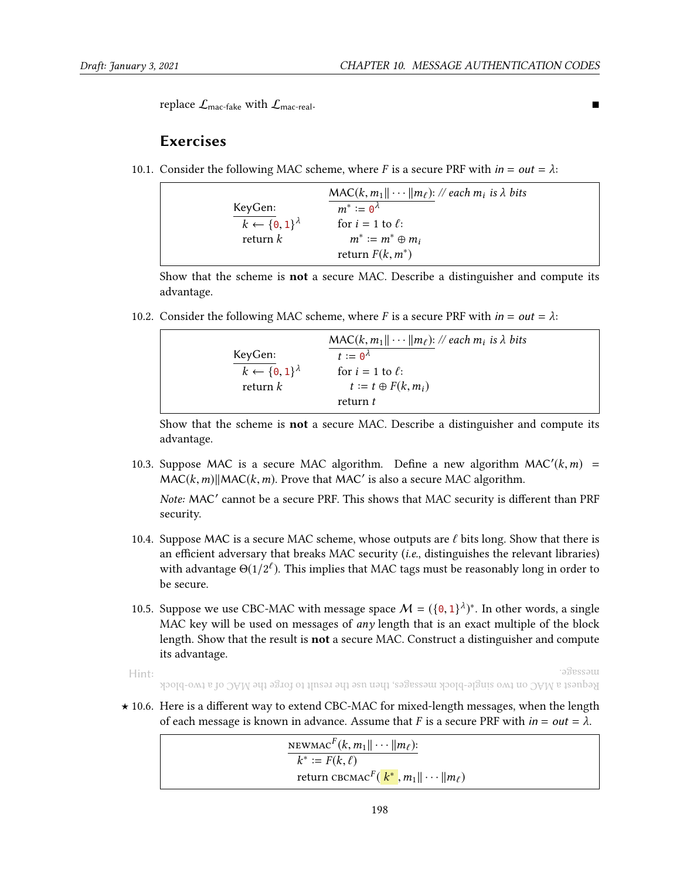replace $\mathcal{L}_{\text{mac-fake}}$ with $\mathcal{L}_{\text{mac-real}}$. ■

## Exercises

10.1. Consider the following MAC scheme, where $F$ is a secure PRF with $in = out = \lambda$:

```
KeyGen:                MAC(k, m_1 ‖ ··· ‖ m_ℓ): // each m_i is λ bits
  k ← {0,1}^λ            m* := 0^λ
  return k               for i = 1 to ℓ:
                           m* := m* ⊕ m_i
                         return F(k, m*)
```

Show that the scheme is **not** a secure MAC. Describe a distinguisher and compute its advantage.

10.2. Consider the following MAC scheme, where $F$ is a secure PRF with $in = out = \lambda$:

```
KeyGen:                MAC(k, m_1 ‖ ··· ‖ m_ℓ): // each m_i is λ bits
  k ← {0,1}^λ            t := 0^λ
  return k               for i = 1 to ℓ:
                           t := t ⊕ F(k, m_i)
                         return t
```

Show that the scheme is **not** a secure MAC. Describe a distinguisher and compute its advantage.

10.3. Suppose MAC is a secure MAC algorithm. Define a new algorithm $\text{MAC}'(k,m) = \text{MAC}(k,m)\|\text{MAC}(k,m)$. Prove that $\text{MAC}'$ is also a secure MAC algorithm.

*Note:* $\text{MAC}'$ cannot be a secure PRF. This shows that MAC security is different than PRF security.

10.4. Suppose MAC is a secure MAC scheme, whose outputs are $\ell$ bits long. Show that there is an efficient adversary that breaks MAC security (*i.e.*, distinguishes the relevant libraries) with advantage $\Theta(1/2^\ell)$. This implies that MAC tags must be reasonably long in order to be secure.

10.5. Suppose we use CBC-MAC with message space $\mathcal{M} = (\{0,1\}^\lambda)^*$. In other words, a single MAC key will be used on messages of *any* length that is an exact multiple of the block length. Show that the result is **not** a secure MAC. Construct a distinguisher and compute its advantage.

Hint: Request a MAC on two single-block messages, then use the result to forge the MAC of a two-block message.

★ 10.6. Here is a different way to extend CBC-MAC for mixed-length messages, when the length of each message is known in advance. Assume that $F$ is a secure PRF with $in = out = \lambda$.

```
NEWMAC^F(k, m_1 ‖ ··· ‖ m_ℓ):
  k* := F(k, ℓ)
  return CBCMAC^F(k*, m_1 ‖ ··· ‖ m_ℓ)
```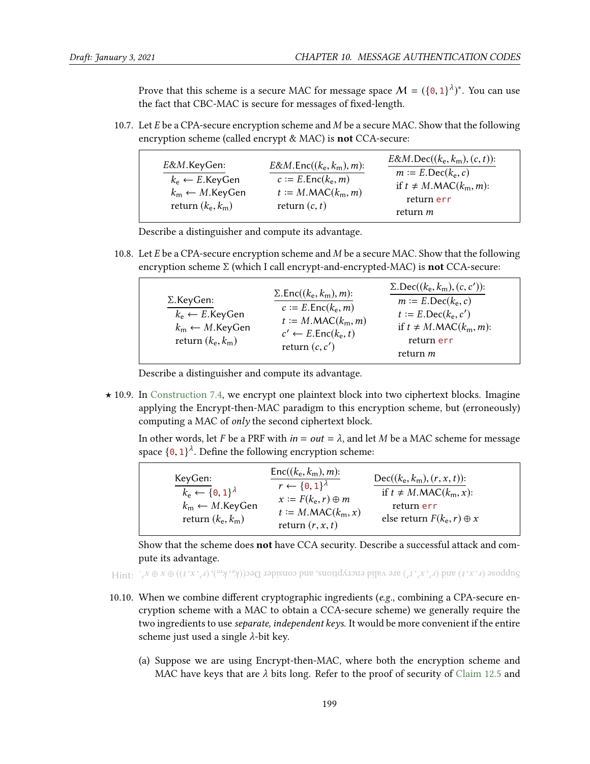Prove that this scheme is a secure MAC for message space $\mathcal{M} = (\{0,1\}^\lambda)^*$. You can use the fact that CBC-MAC is secure for messages of fixed-length.

10.7. Let $E$ be a CPA-secure encryption scheme and $M$ be a secure MAC. Show that the following encryption scheme (called encrypt & MAC) is **not** CCA-secure:

```
E&M.KeyGen:
  k_e ← E.KeyGen
  k_m ← M.KeyGen
  return (k_e, k_m)

E&M.Enc((k_e, k_m), m):
  c := E.Enc(k_e, m)
  t := M.MAC(k_m, m)
  return (c, t)

E&M.Dec((k_e, k_m), (c, t)):
  m := E.Dec(k_e, c)
  if t ≠ M.MAC(k_m, m):
    return err
  return m
```

Describe a distinguisher and compute its advantage.

10.8. Let $E$ be a CPA-secure encryption scheme and $M$ be a secure MAC. Show that the following encryption scheme $\Sigma$ (which I call encrypt-and-encrypted-MAC) is **not** CCA-secure:

```
Σ.KeyGen:
  k_e ← E.KeyGen
  k_m ← M.KeyGen
  return (k_e, k_m)

Σ.Enc((k_e, k_m), m):
  c := E.Enc(k_e, m)
  t := M.MAC(k_m, m)
  c' ← E.Enc(k_e, t)
  return (c, c')

Σ.Dec((k_e, k_m), (c, c')):
  m := E.Dec(k_e, c)
  t := E.Dec(k_e, c')
  if t ≠ M.MAC(k_m, m):
    return err
  return m
```

Describe a distinguisher and compute its advantage.

★ 10.9. In Construction 7.4, we encrypt one plaintext block into two ciphertext blocks. Imagine applying the Encrypt-then-MAC paradigm to this encryption scheme, but (erroneously) computing a MAC of *only* the second ciphertext block.

In other words, let $F$ be a PRF with $in = out = \lambda$, and let $M$ be a MAC scheme for message space $\{0,1\}^\lambda$. Define the following encryption scheme:

```
KeyGen:
  k_e ← {0,1}^λ
  k_m ← M.KeyGen
  return (k_e, k_m)

Enc((k_e, k_m), m):
  r ← {0,1}^λ
  x := F(k_e, r) ⊕ m
  t := M.MAC(k_m, x)
  return (r, x, t)

Dec((k_e, k_m), (r, x, t)):
  if t ≠ M.MAC(k_m, x):
    return err
  else return F(k_e, r) ⊕ x
```

Show that the scheme does **not** have CCA security. Describe a successful attack and compute its advantage.

Hint: Suppose $(r, x, t)$ and $(r', x', t')$ are valid encryptions, and consider $\text{Dec}((k_e, k_m), (r', x, t)) \oplus x \oplus x'$.

10.10. When we combine different cryptographic ingredients (*e.g.*, combining a CPA-secure encryption scheme with a MAC to obtain a CCA-secure scheme) we generally require the two ingredients to use *separate, independent keys*. It would be more convenient if the entire scheme just used a single $\lambda$-bit key.

(a) Suppose we are using Encrypt-then-MAC, where both the encryption scheme and MAC have keys that are $\lambda$ bits long. Refer to the proof of security of Claim 12.5 and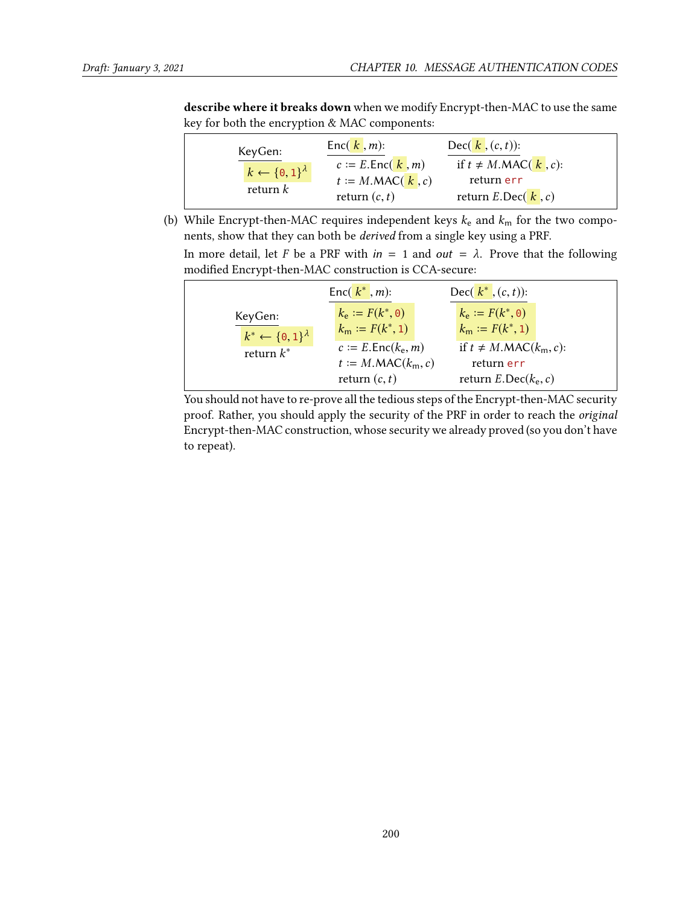**describe where it breaks down** when we modify Encrypt-then-MAC to use the same key for both the encryption & MAC components:

```
KeyGen:                 Enc(k, m):                 Dec(k, (c, t)):
  k ← {0,1}^λ             c := E.Enc(k, m)           if t ≠ M.MAC(k, c):
  return k                t := M.MAC(k, c)              return err
                          return (c, t)              return E.Dec(k, c)
```

(b) While Encrypt-then-MAC requires independent keys $k_e$ and $k_m$ for the two components, show that they can both be *derived* from a single key using a PRF.

In more detail, let $F$ be a PRF with *in* $= 1$ and *out* $= \lambda$. Prove that the following modified Encrypt-then-MAC construction is CCA-secure:

```
KeyGen:                 Enc(k*, m):                Dec(k*, (c, t)):
  k* ← {0,1}^λ            k_e := F(k*, 0)            k_e := F(k*, 0)
  return k*               k_m := F(k*, 1)            k_m := F(k*, 1)
                          c := E.Enc(k_e, m)         if t ≠ M.MAC(k_m, c):
                          t := M.MAC(k_m, c)            return err
                          return (c, t)              return E.Dec(k_e, c)
```

You should not have to re-prove all the tedious steps of the Encrypt-then-MAC security proof. Rather, you should apply the security of the PRF in order to reach the *original* Encrypt-then-MAC construction, whose security we already proved (so you don't have to repeat).